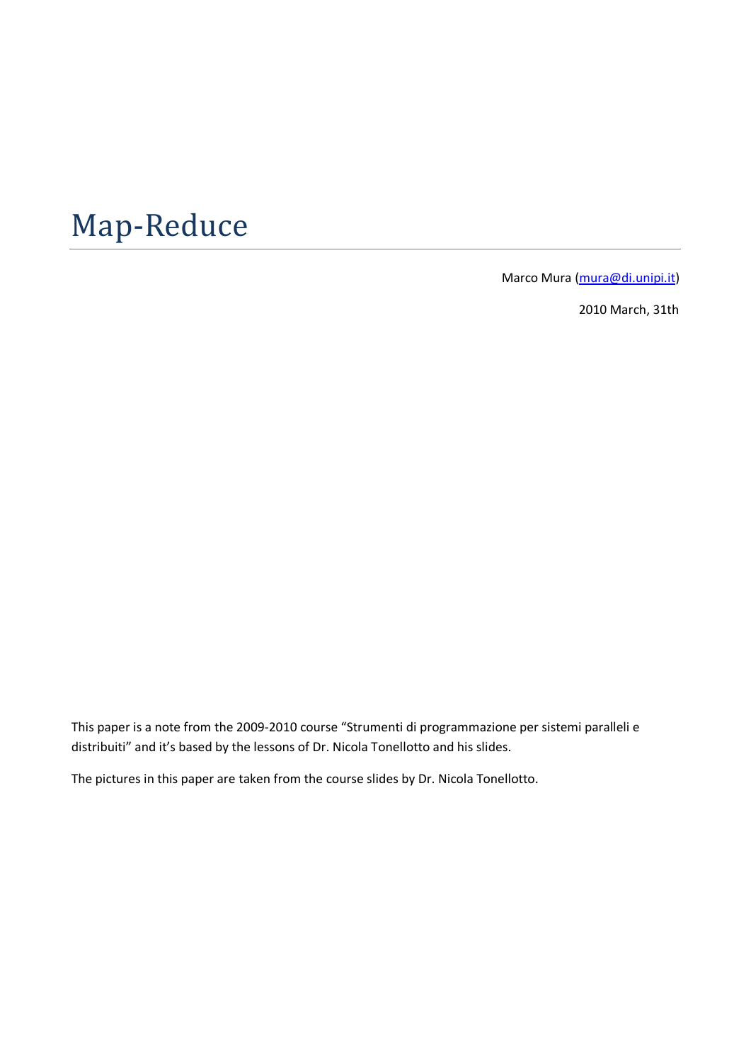# Map-Reduce

Marco Mura (mura@di.unipi.it)

2010 March, 31th

This paper is a note from the 2009-2010 course "Strumenti di programmazione per sistemi paralleli e distribuiti" and it's based by the lessons of Dr. Nicola Tonellotto and his slides.

The pictures in this paper are taken from the course slides by Dr. Nicola Tonellotto.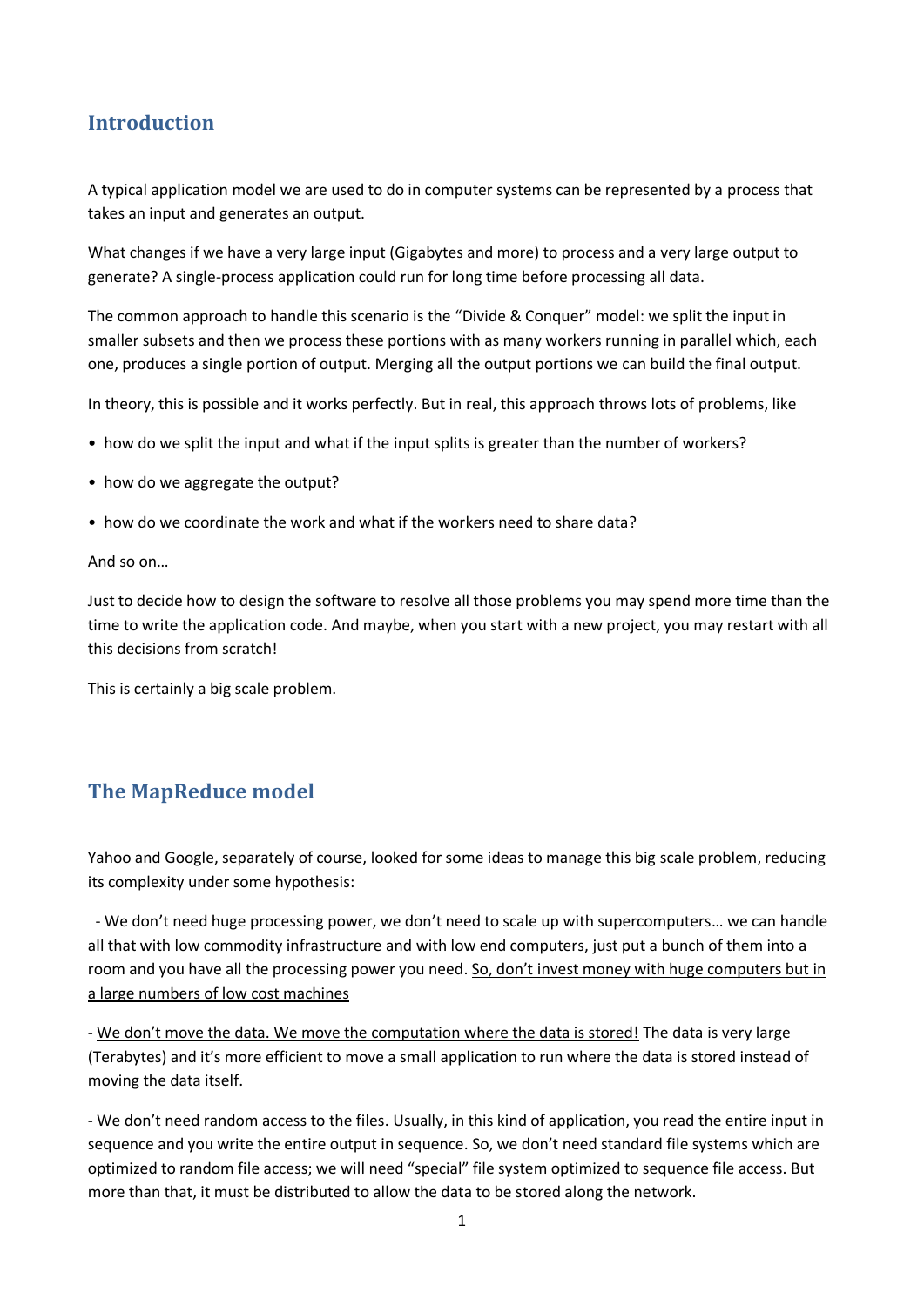## Introduction

A typical application model we are used to do in computer systems can be represented by a process that takes an input and generates an output.

What changes if we have a very large input (Gigabytes and more) to process and a very large output to generate? A single-process application could run for long time before processing all data.

The common approach to handle this scenario is the "Divide & Conquer" model: we split the input in smaller subsets and then we process these portions with as many workers running in parallel which, each one, produces a single portion of output. Merging all the output portions we can build the final output.

In theory, this is possible and it works perfectly. But in real, this approach throws lots of problems, like

- how do we split the input and what if the input splits is greater than the number of workers?
- how do we aggregate the output?
- how do we coordinate the work and what if the workers need to share data?

And so on…

Just to decide how to design the software to resolve all those problems you may spend more time than the time to write the application code. And maybe, when you start with a new project, you may restart with all this decisions from scratch!

This is certainly a big scale problem.

## The MapReduce model

Yahoo and Google, separately of course, looked for some ideas to manage this big scale problem, reducing its complexity under some hypothesis:

- We don't need huge processing power, we don't need to scale up with supercomputers… we can handle all that with low commodity infrastructure and with low end computers, just put a bunch of them into a room and you have all the processing power you need. <u>So, don't invest money with huge computers but in a large numbers of low cost machines</u>

- <u>We don't move the data. We move the computation where the data is stored!</u> The data is very large (Terabytes) and it's more efficient to move a small application to run where the data is stored instead of moving the data itself.

- <u>We don't need random access to the files.</u> Usually, in this kind of application, you read the entire input in sequence and you write the entire output in sequence. So, we don't need standard file systems which are optimized to random file access; we will need "special" file system optimized to sequence file access. But more than that, it must be distributed to allow the data to be stored along the network.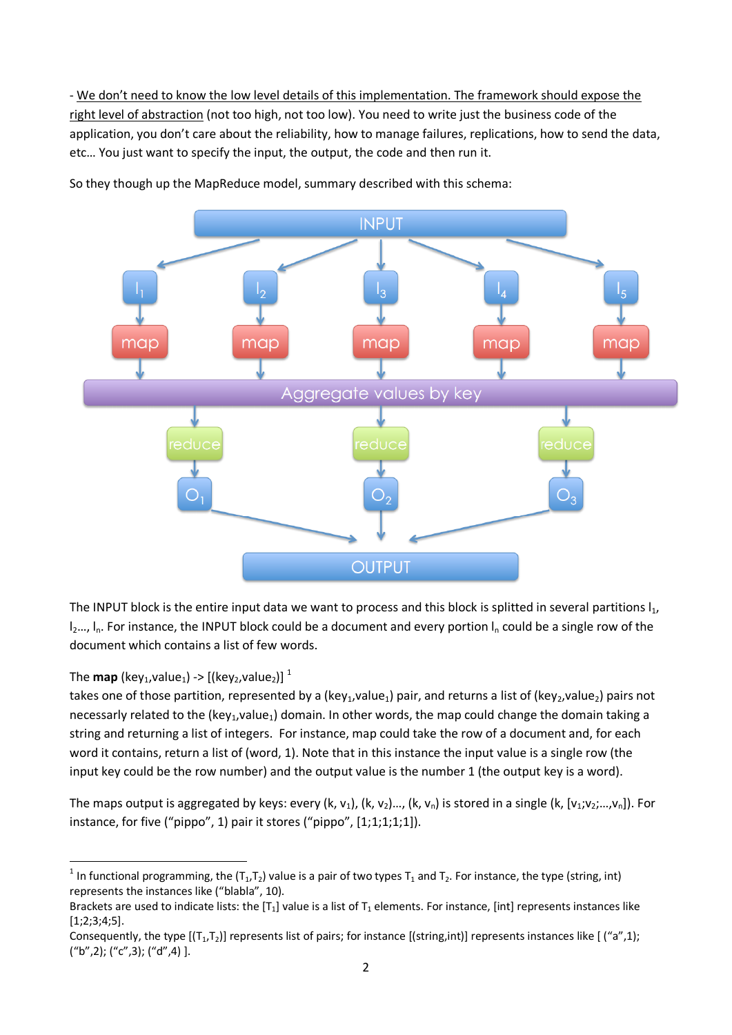- We don't need to know the low level details of this implementation. The framework should expose the right level of abstraction (not too high, not too low). You need to write just the business code of the application, you don't care about the reliability, how to manage failures, replications, how to send the data, etc… You just want to specify the input, the output, the code and then run it.

So they though up the MapReduce model, summary described with this schema:

INPUT

$I_1$ $I_2$ $I_3$ $I_4$ $I_5$

map map map map map

Aggregate values by key

reduce reduce reduce

$O_1$ $O_2$ $O_3$

OUTPUT

The INPUT block is the entire input data we want to process and this block is splitted in several partitions $I_1$, $I_2$…, $I_n$. For instance, the INPUT block could be a document and every portion $I_n$ could be a single row of the document which contains a list of few words.

The **map** ($key_1$,$value_1$) -> [($key_2$,$value_2$)] [1]
takes one of those partition, represented by a ($key_1$,$value_1$) pair, and returns a list of ($key_2$,$value_2$) pairs not necessarly related to the ($key_1$,$value_1$) domain. In other words, the map could change the domain taking a string and returning a list of integers. For instance, map could take the row of a document and, for each word it contains, return a list of (word, 1). Note that in this instance the input value is a single row (the input key could be the row number) and the output value is the number 1 (the output key is a word).

The maps output is aggregated by keys: every (k, $v_1$), (k, $v_2$)…, (k, $v_n$) is stored in a single (k, [$v_1$;$v_2$;…,$v_n$]). For instance, for five ("pippo", 1) pair it stores ("pippo", [1;1;1;1;1]).

---

[1] In functional programming, the ($T_1$,$T_2$) value is a pair of two types $T_1$ and $T_2$. For instance, the type (string, int) represents the instances like ("blabla", 10).
Brackets are used to indicate lists: the [$T_1$] value is a list of $T_1$ elements. For instance, [int] represents instances like [1;2;3;4;5].
Consequently, the type [($T_1$,$T_2$)] represents list of pairs; for instance [(string,int)] represents instances like [ ("a",1); ("b",2); ("c",3); ("d",4) ].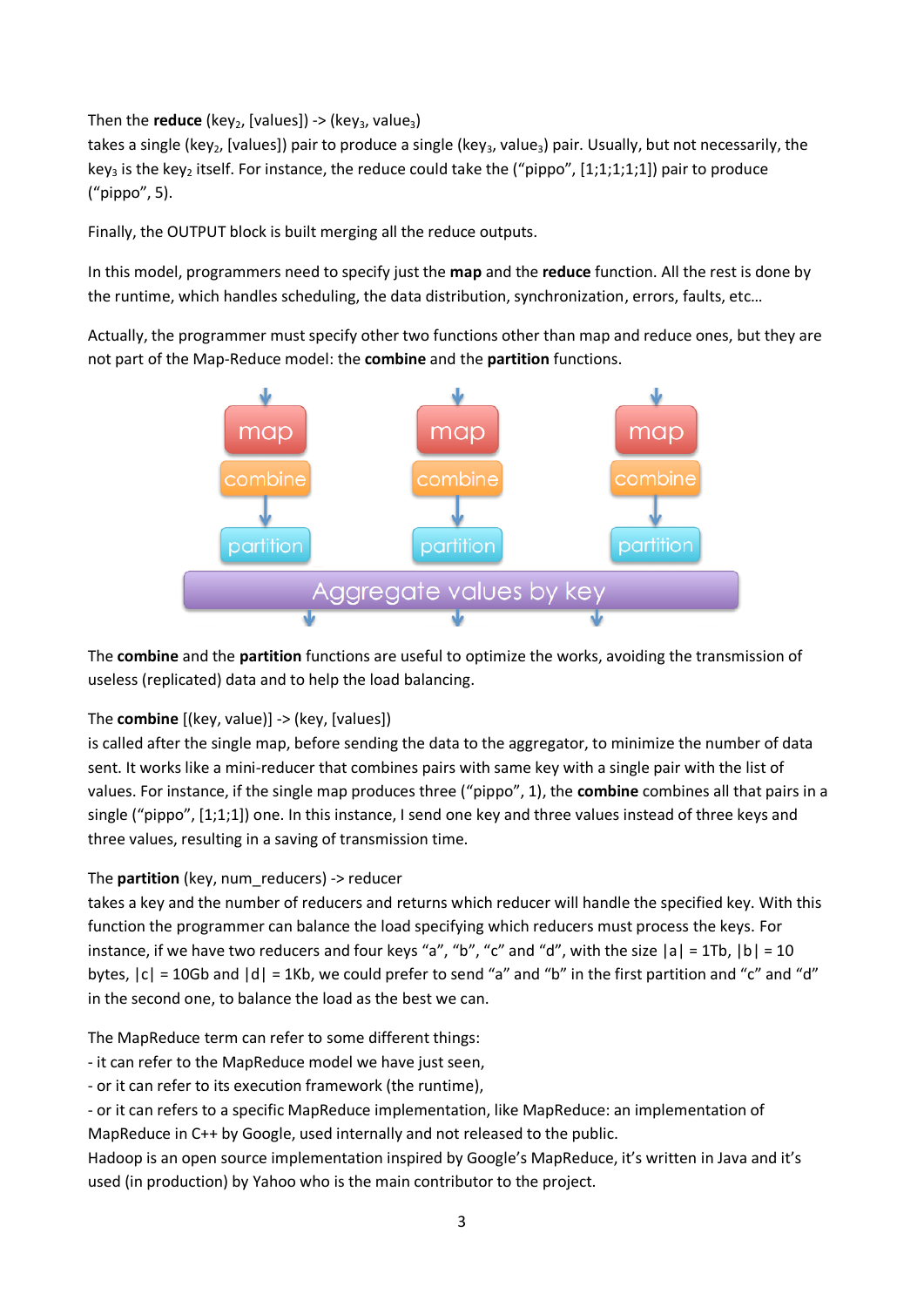Then the **reduce** ($key_2$, [values]) -> ($key_3$, $value_3$)
takes a single ($key_2$, [values]) pair to produce a single ($key_3$, $value_3$) pair. Usually, but not necessarily, the $key_3$ is the $key_2$ itself. For instance, the reduce could take the ("pippo", [1;1;1;1;1]) pair to produce ("pippo", 5).

Finally, the OUTPUT block is built merging all the reduce outputs.

In this model, programmers need to specify just the **map** and the **reduce** function. All the rest is done by the runtime, which handles scheduling, the data distribution, synchronization, errors, faults, etc…

Actually, the programmer must specify other two functions other than map and reduce ones, but they are not part of the Map-Reduce model: the **combine** and the **partition** functions.

map
combine
partition
map
combine
partition
map
combine
partition
Aggregate values by key

The **combine** and the **partition** functions are useful to optimize the works, avoiding the transmission of useless (replicated) data and to help the load balancing.

The **combine** [(key, value)] -> (key, [values])
is called after the single map, before sending the data to the aggregator, to minimize the number of data sent. It works like a mini-reducer that combines pairs with same key with a single pair with the list of values. For instance, if the single map produces three ("pippo", 1), the **combine** combines all that pairs in a single ("pippo", [1;1;1]) one. In this instance, I send one key and three values instead of three keys and three values, resulting in a saving of transmission time.

The **partition** (key, num_reducers) -> reducer
takes a key and the number of reducers and returns which reducer will handle the specified key. With this function the programmer can balance the load specifying which reducers must process the keys. For instance, if we have two reducers and four keys "a", "b", "c" and "d", with the size |a| = 1Tb, |b| = 10 bytes, |c| = 10Gb and |d| = 1Kb, we could prefer to send "a" and "b" in the first partition and "c" and "d" in the second one, to balance the load as the best we can.

The MapReduce term can refer to some different things:
- it can refer to the MapReduce model we have just seen,
- or it can refer to its execution framework (the runtime),
- or it can refers to a specific MapReduce implementation, like MapReduce: an implementation of MapReduce in C++ by Google, used internally and not released to the public.
Hadoop is an open source implementation inspired by Google's MapReduce, it's written in Java and it's used (in production) by Yahoo who is the main contributor to the project.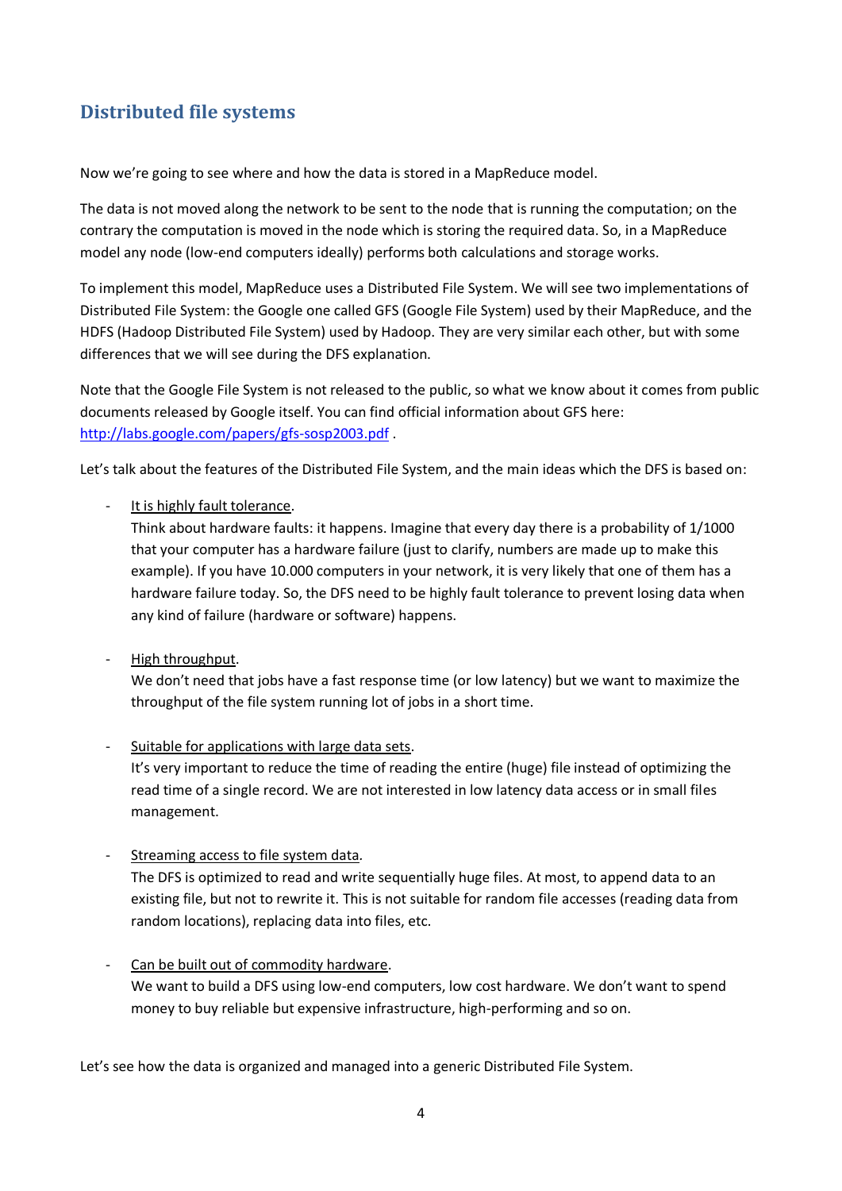## Distributed file systems

Now we're going to see where and how the data is stored in a MapReduce model.

The data is not moved along the network to be sent to the node that is running the computation; on the contrary the computation is moved in the node which is storing the required data. So, in a MapReduce model any node (low-end computers ideally) performs both calculations and storage works.

To implement this model, MapReduce uses a Distributed File System. We will see two implementations of Distributed File System: the Google one called GFS (Google File System) used by their MapReduce, and the HDFS (Hadoop Distributed File System) used by Hadoop. They are very similar each other, but with some differences that we will see during the DFS explanation.

Note that the Google File System is not released to the public, so what we know about it comes from public documents released by Google itself. You can find official information about GFS here: [http://labs.google.com/papers/gfs-sosp2003.pdf](http://labs.google.com/papers/gfs-sosp2003.pdf) .

Let's talk about the features of the Distributed File System, and the main ideas which the DFS is based on:

- <u>It is highly fault tolerance</u>.
  Think about hardware faults: it happens. Imagine that every day there is a probability of 1/1000 that your computer has a hardware failure (just to clarify, numbers are made up to make this example). If you have 10.000 computers in your network, it is very likely that one of them has a hardware failure today. So, the DFS need to be highly fault tolerance to prevent losing data when any kind of failure (hardware or software) happens.

- <u>High throughput</u>.
  We don't need that jobs have a fast response time (or low latency) but we want to maximize the throughput of the file system running lot of jobs in a short time.

- <u>Suitable for applications with large data sets</u>.
  It's very important to reduce the time of reading the entire (huge) file instead of optimizing the read time of a single record. We are not interested in low latency data access or in small files management.

- <u>Streaming access to file system data</u>.
  The DFS is optimized to read and write sequentially huge files. At most, to append data to an existing file, but not to rewrite it. This is not suitable for random file accesses (reading data from random locations), replacing data into files, etc.

- <u>Can be built out of commodity hardware</u>.
  We want to build a DFS using low-end computers, low cost hardware. We don't want to spend money to buy reliable but expensive infrastructure, high-performing and so on.

Let's see how the data is organized and managed into a generic Distributed File System.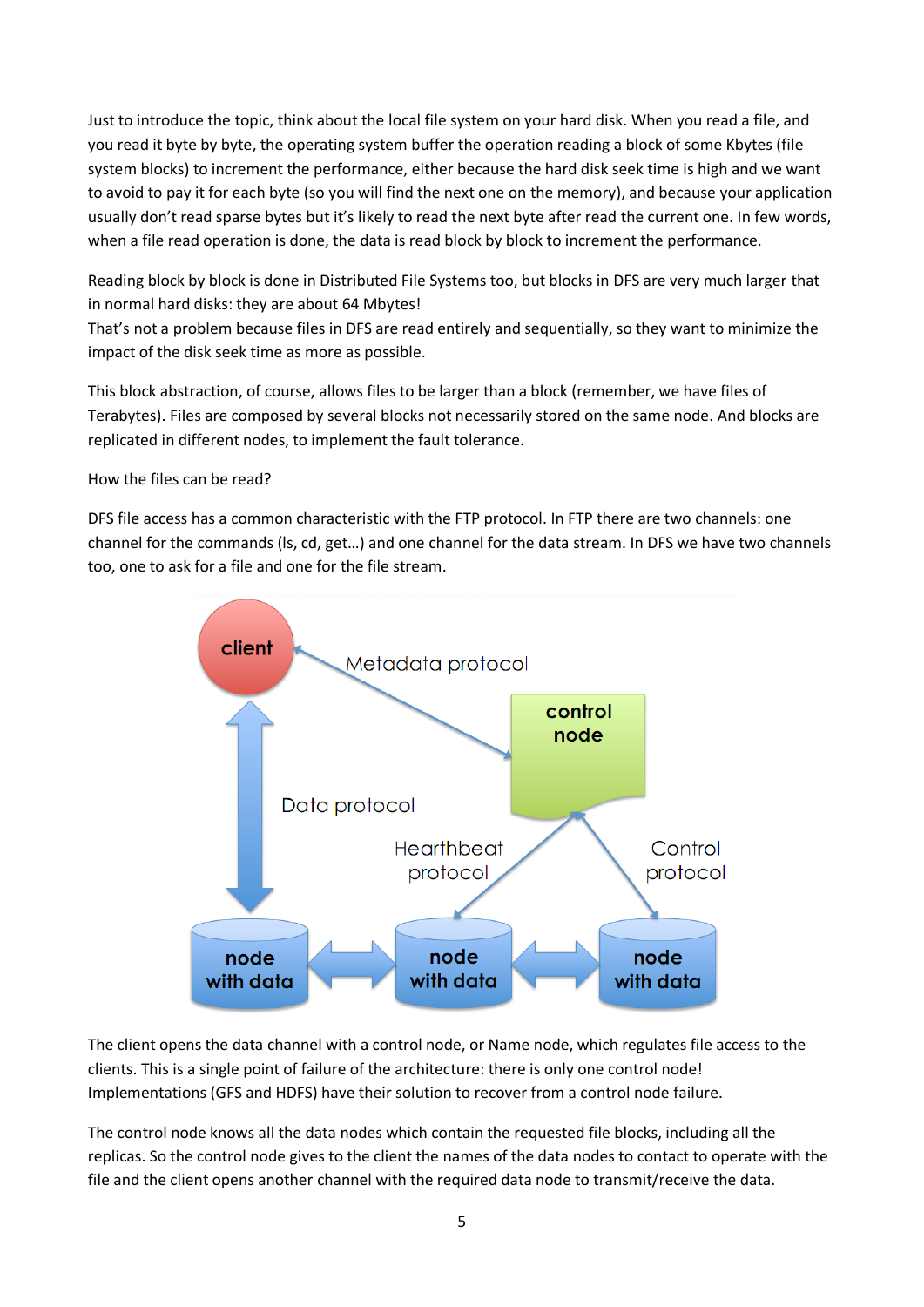Just to introduce the topic, think about the local file system on your hard disk. When you read a file, and you read it byte by byte, the operating system buffer the operation reading a block of some Kbytes (file system blocks) to increment the performance, either because the hard disk seek time is high and we want to avoid to pay it for each byte (so you will find the next one on the memory), and because your application usually don't read sparse bytes but it's likely to read the next byte after read the current one. In few words, when a file read operation is done, the data is read block by block to increment the performance.

Reading block by block is done in Distributed File Systems too, but blocks in DFS are very much larger that in normal hard disks: they are about 64 Mbytes!
That's not a problem because files in DFS are read entirely and sequentially, so they want to minimize the impact of the disk seek time as more as possible.

This block abstraction, of course, allows files to be larger than a block (remember, we have files of Terabytes). Files are composed by several blocks not necessarily stored on the same node. And blocks are replicated in different nodes, to implement the fault tolerance.

How the files can be read?

DFS file access has a common characteristic with the FTP protocol. In FTP there are two channels: one channel for the commands (ls, cd, get…) and one channel for the data stream. In DFS we have two channels too, one to ask for a file and one for the file stream.

client
Metadata protocol
control node
Data protocol
Hearthbeat protocol
Control protocol
node with data
node with data
node with data

The client opens the data channel with a control node, or Name node, which regulates file access to the clients. This is a single point of failure of the architecture: there is only one control node! Implementations (GFS and HDFS) have their solution to recover from a control node failure.

The control node knows all the data nodes which contain the requested file blocks, including all the replicas. So the control node gives to the client the names of the data nodes to contact to operate with the file and the client opens another channel with the required data node to transmit/receive the data.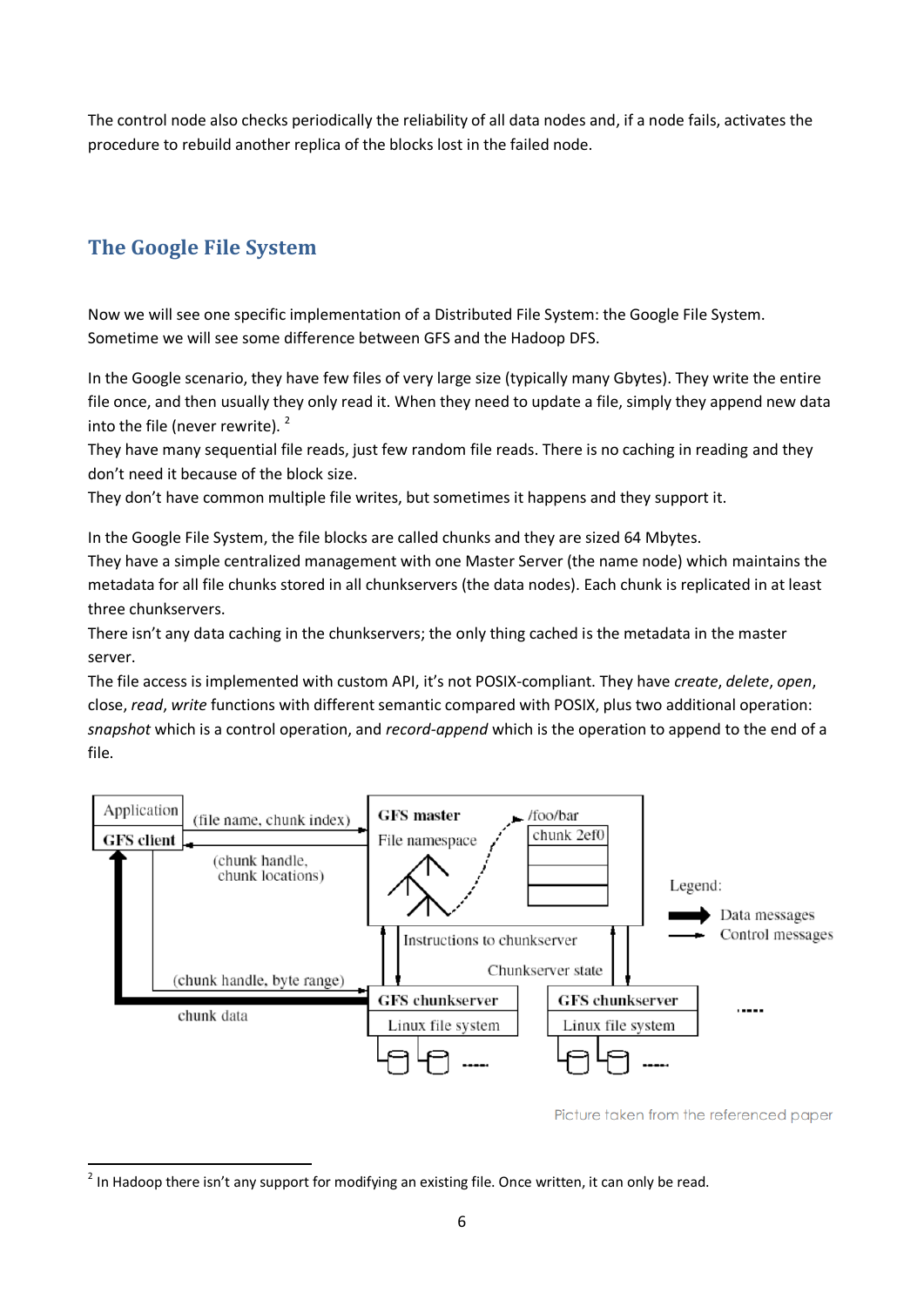The control node also checks periodically the reliability of all data nodes and, if a node fails, activates the procedure to rebuild another replica of the blocks lost in the failed node.

## The Google File System

Now we will see one specific implementation of a Distributed File System: the Google File System. Sometime we will see some difference between GFS and the Hadoop DFS.

In the Google scenario, they have few files of very large size (typically many Gbytes). They write the entire file once, and then usually they only read it. When they need to update a file, simply they append new data into the file (never rewrite). [2]

They have many sequential file reads, just few random file reads. There is no caching in reading and they don't need it because of the block size.

They don't have common multiple file writes, but sometimes it happens and they support it.

In the Google File System, the file blocks are called chunks and they are sized 64 Mbytes.

They have a simple centralized management with one Master Server (the name node) which maintains the metadata for all file chunks stored in all chunkservers (the data nodes). Each chunk is replicated in at least three chunkservers.

There isn't any data caching in the chunkservers; the only thing cached is the metadata in the master server.

The file access is implemented with custom API, it's not POSIX-compliant. They have *create*, *delete*, *open*, close, *read*, *write* functions with different semantic compared with POSIX, plus two additional operation: *snapshot* which is a control operation, and *record-append* which is the operation to append to the end of a file.

Application
GFS client
(file name, chunk index)
(chunk handle, chunk locations)
GFS master
File namespace
/foo/bar
chunk 2ef0
Legend:
Data messages
Control messages
Instructions to chunkserver
Chunkserver state
(chunk handle, byte range)
chunk data
GFS chunkserver
Linux file system
GFS chunkserver
Linux file system

Picture taken from the referenced paper

[2] In Hadoop there isn't any support for modifying an existing file. Once written, it can only be read.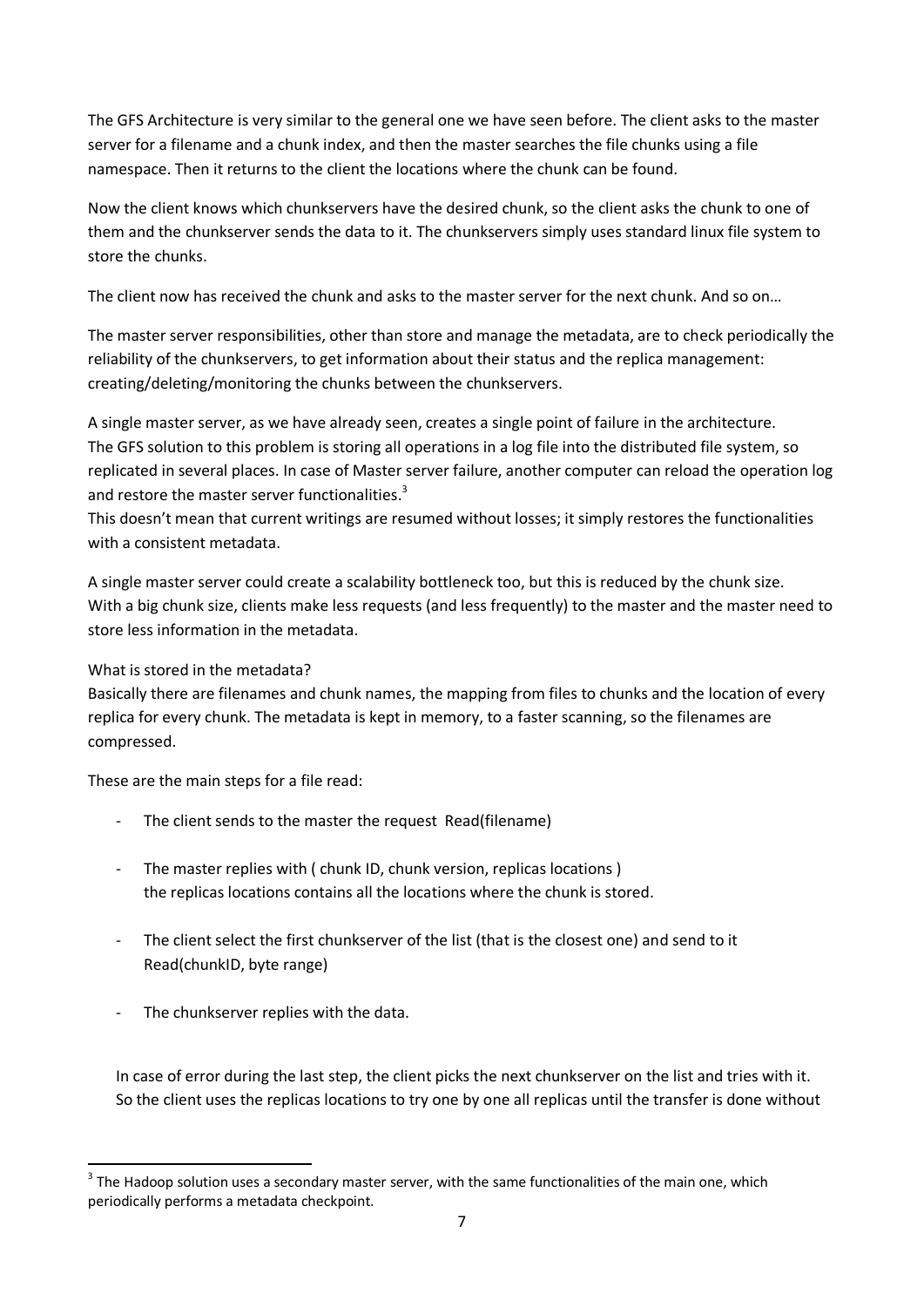The GFS Architecture is very similar to the general one we have seen before. The client asks to the master server for a filename and a chunk index, and then the master searches the file chunks using a file namespace. Then it returns to the client the locations where the chunk can be found.

Now the client knows which chunkservers have the desired chunk, so the client asks the chunk to one of them and the chunkserver sends the data to it. The chunkservers simply uses standard linux file system to store the chunks.

The client now has received the chunk and asks to the master server for the next chunk. And so on…

The master server responsibilities, other than store and manage the metadata, are to check periodically the reliability of the chunkservers, to get information about their status and the replica management: creating/deleting/monitoring the chunks between the chunkservers.

A single master server, as we have already seen, creates a single point of failure in the architecture. The GFS solution to this problem is storing all operations in a log file into the distributed file system, so replicated in several places. In case of Master server failure, another computer can reload the operation log and restore the master server functionalities.[3]
This doesn't mean that current writings are resumed without losses; it simply restores the functionalities with a consistent metadata.

A single master server could create a scalability bottleneck too, but this is reduced by the chunk size. With a big chunk size, clients make less requests (and less frequently) to the master and the master need to store less information in the metadata.

What is stored in the metadata?
Basically there are filenames and chunk names, the mapping from files to chunks and the location of every replica for every chunk. The metadata is kept in memory, to a faster scanning, so the filenames are compressed.

These are the main steps for a file read:

- The client sends to the master the request Read(filename)
- The master replies with ( chunk ID, chunk version, replicas locations )
  the replicas locations contains all the locations where the chunk is stored.
- The client select the first chunkserver of the list (that is the closest one) and send to it Read(chunkID, byte range)
- The chunkserver replies with the data.

In case of error during the last step, the client picks the next chunkserver on the list and tries with it. So the client uses the replicas locations to try one by one all replicas until the transfer is done without

[3] The Hadoop solution uses a secondary master server, with the same functionalities of the main one, which periodically performs a metadata checkpoint.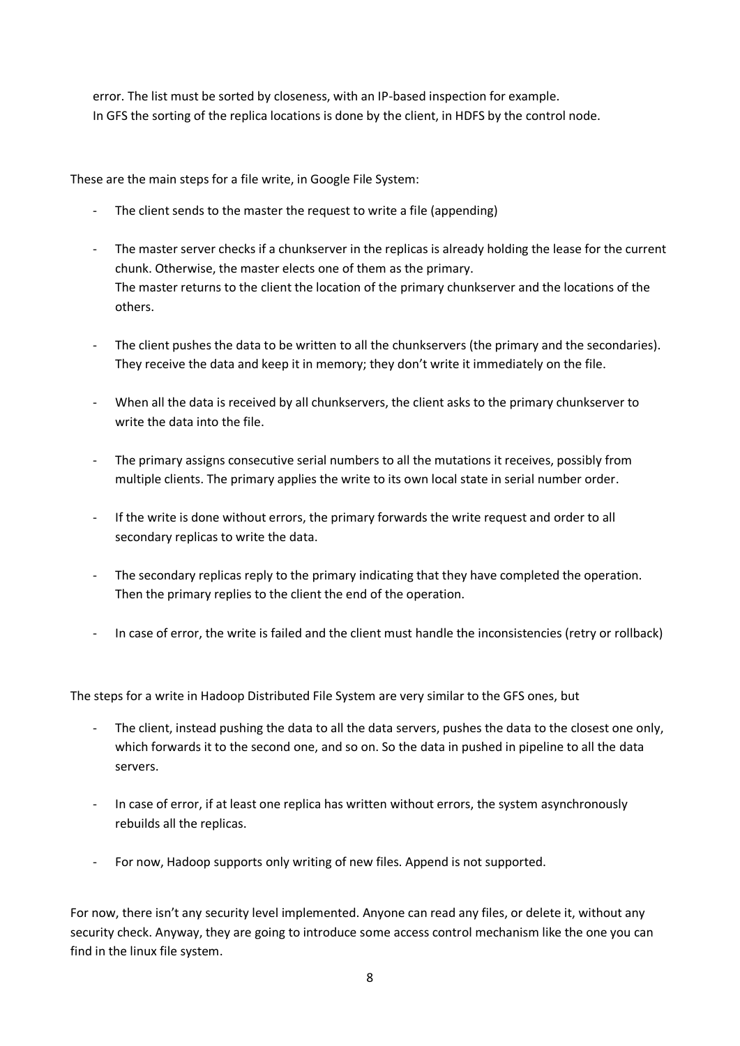error. The list must be sorted by closeness, with an IP-based inspection for example.
In GFS the sorting of the replica locations is done by the client, in HDFS by the control node.

These are the main steps for a file write, in Google File System:

- The client sends to the master the request to write a file (appending)
- The master server checks if a chunkserver in the replicas is already holding the lease for the current chunk. Otherwise, the master elects one of them as the primary.
  The master returns to the client the location of the primary chunkserver and the locations of the others.
- The client pushes the data to be written to all the chunkservers (the primary and the secondaries). They receive the data and keep it in memory; they don't write it immediately on the file.
- When all the data is received by all chunkservers, the client asks to the primary chunkserver to write the data into the file.
- The primary assigns consecutive serial numbers to all the mutations it receives, possibly from multiple clients. The primary applies the write to its own local state in serial number order.
- If the write is done without errors, the primary forwards the write request and order to all secondary replicas to write the data.
- The secondary replicas reply to the primary indicating that they have completed the operation. Then the primary replies to the client the end of the operation.
- In case of error, the write is failed and the client must handle the inconsistencies (retry or rollback)

The steps for a write in Hadoop Distributed File System are very similar to the GFS ones, but

- The client, instead pushing the data to all the data servers, pushes the data to the closest one only, which forwards it to the second one, and so on. So the data in pushed in pipeline to all the data servers.
- In case of error, if at least one replica has written without errors, the system asynchronously rebuilds all the replicas.
- For now, Hadoop supports only writing of new files. Append is not supported.

For now, there isn't any security level implemented. Anyone can read any files, or delete it, without any security check. Anyway, they are going to introduce some access control mechanism like the one you can find in the linux file system.